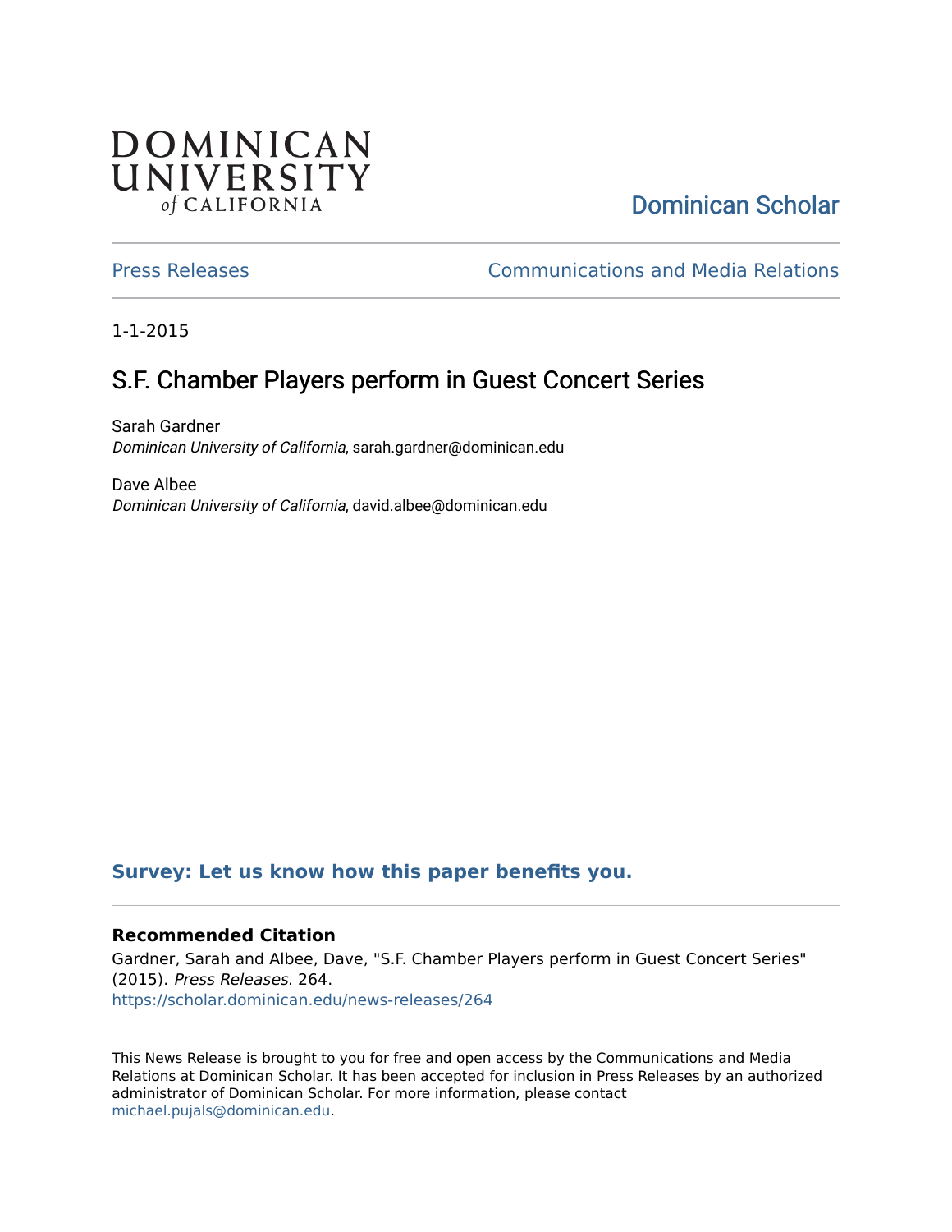DOMINICAN UNIVERSITY *of* CALIFORNIA

Dominican Scholar

Press Releases | Communications and Media Relations

1-1-2015

# S.F. Chamber Players perform in Guest Concert Series

Sarah Gardner
*Dominican University of California*, sarah.gardner@dominican.edu

Dave Albee
*Dominican University of California*, david.albee@dominican.edu

**Survey: Let us know how this paper benefits you.**

### Recommended Citation

Gardner, Sarah and Albee, Dave, "S.F. Chamber Players perform in Guest Concert Series" (2015). *Press Releases*. 264.
https://scholar.dominican.edu/news-releases/264

This News Release is brought to you for free and open access by the Communications and Media Relations at Dominican Scholar. It has been accepted for inclusion in Press Releases by an authorized administrator of Dominican Scholar. For more information, please contact michael.pujals@dominican.edu.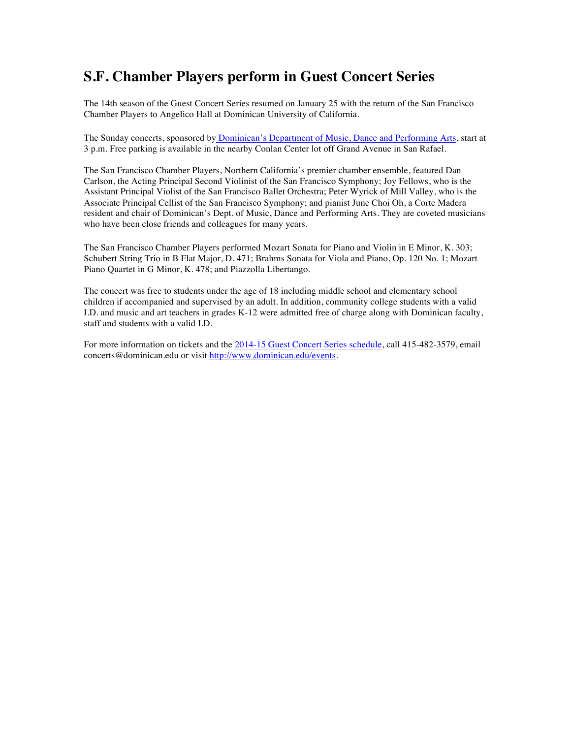# S.F. Chamber Players perform in Guest Concert Series

The 14th season of the Guest Concert Series resumed on January 25 with the return of the San Francisco Chamber Players to Angelico Hall at Dominican University of California.

The Sunday concerts, sponsored by [Dominican's Department of Music, Dance and Performing Arts](), start at 3 p.m. Free parking is available in the nearby Conlan Center lot off Grand Avenue in San Rafael.

The San Francisco Chamber Players, Northern California's premier chamber ensemble, featured Dan Carlson, the Acting Principal Second Violinist of the San Francisco Symphony; Joy Fellows, who is the Assistant Principal Violist of the San Francisco Ballet Orchestra; Peter Wyrick of Mill Valley, who is the Associate Principal Cellist of the San Francisco Symphony; and pianist June Choi Oh, a Corte Madera resident and chair of Dominican's Dept. of Music, Dance and Performing Arts. They are coveted musicians who have been close friends and colleagues for many years.

The San Francisco Chamber Players performed Mozart Sonata for Piano and Violin in E Minor, K. 303; Schubert String Trio in B Flat Major, D. 471; Brahms Sonata for Viola and Piano, Op. 120 No. 1; Mozart Piano Quartet in G Minor, K. 478; and Piazzolla Libertango.

The concert was free to students under the age of 18 including middle school and elementary school children if accompanied and supervised by an adult. In addition, community college students with a valid I.D. and music and art teachers in grades K-12 were admitted free of charge along with Dominican faculty, staff and students with a valid I.D.

For more information on tickets and the [2014-15 Guest Concert Series schedule](), call 415-482-3579, email concerts@dominican.edu or visit [http://www.dominican.edu/events](http://www.dominican.edu/events).